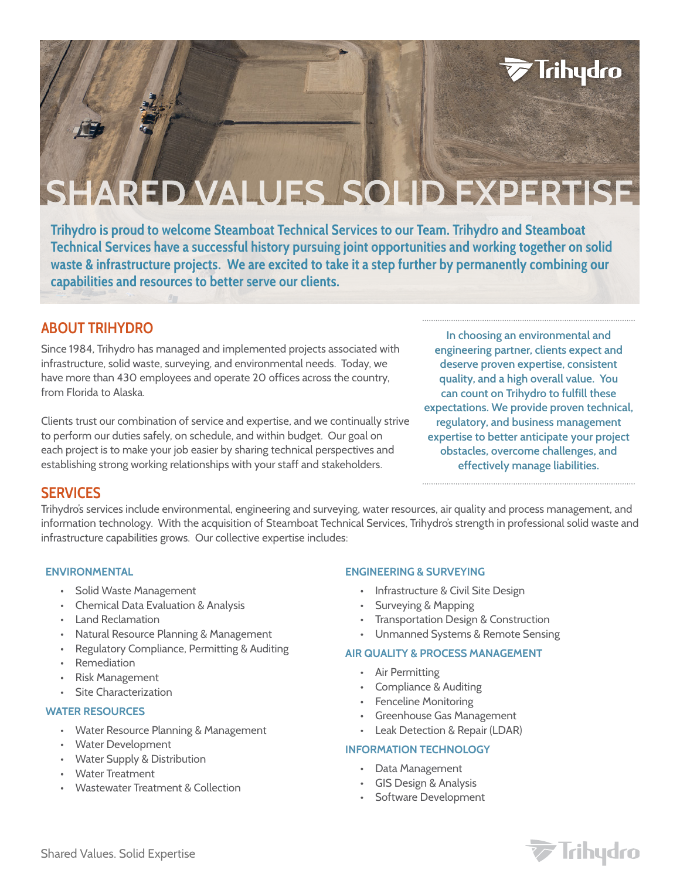# SHARED VALUES. SOLID EXPERTISE

**Trihydro is proud to welcome Steamboat Technical Services to our Team. Trihydro and Steamboat Technical Services have a successful history pursuing joint opportunities and working together on solid waste & infrastructure projects. We are excited to take it a step further by permanently combining our capabilities and resources to better serve our clients.**

## ABOUT TRIHYDRO

Since 1984, Trihydro has managed and implemented projects associated with infrastructure, solid waste, surveying, and environmental needs. Today, we have more than 430 employees and operate 20 offices across the country, from Florida to Alaska.

Clients trust our combination of service and expertise, and we continually strive to perform our duties safely, on schedule, and within budget. Our goal on each project is to make your job easier by sharing technical perspectives and establishing strong working relationships with your staff and stakeholders.

> In choosing an environmental and engineering partner, clients expect and deserve proven expertise, consistent quality, and a high overall value. You can count on Trihydro to fulfill these expectations. We provide proven technical, regulatory, and business management expertise to better anticipate your project obstacles, overcome challenges, and effectively manage liabilities.

## SERVICES

Trihydro's services include environmental, engineering and surveying, water resources, air quality and process management, and information technology. With the acquisition of Steamboat Technical Services, Trihydro's strength in professional solid waste and infrastructure capabilities grows. Our collective expertise includes:

### ENVIRONMENTAL

- Solid Waste Management
- Chemical Data Evaluation & Analysis
- Land Reclamation
- Natural Resource Planning & Management
- Regulatory Compliance, Permitting & Auditing
- Remediation
- Risk Management
- Site Characterization

### WATER RESOURCES

- Water Resource Planning & Management
- Water Development
- Water Supply & Distribution
- Water Treatment
- Wastewater Treatment & Collection

### ENGINEERING & SURVEYING

- Infrastructure & Civil Site Design
- Surveying & Mapping
- Transportation Design & Construction
- Unmanned Systems & Remote Sensing

### AIR QUALITY & PROCESS MANAGEMENT

- Air Permitting
- Compliance & Auditing
- Fenceline Monitoring
- Greenhouse Gas Management
- Leak Detection & Repair (LDAR)

### INFORMATION TECHNOLOGY

- Data Management
- GIS Design & Analysis
- Software Development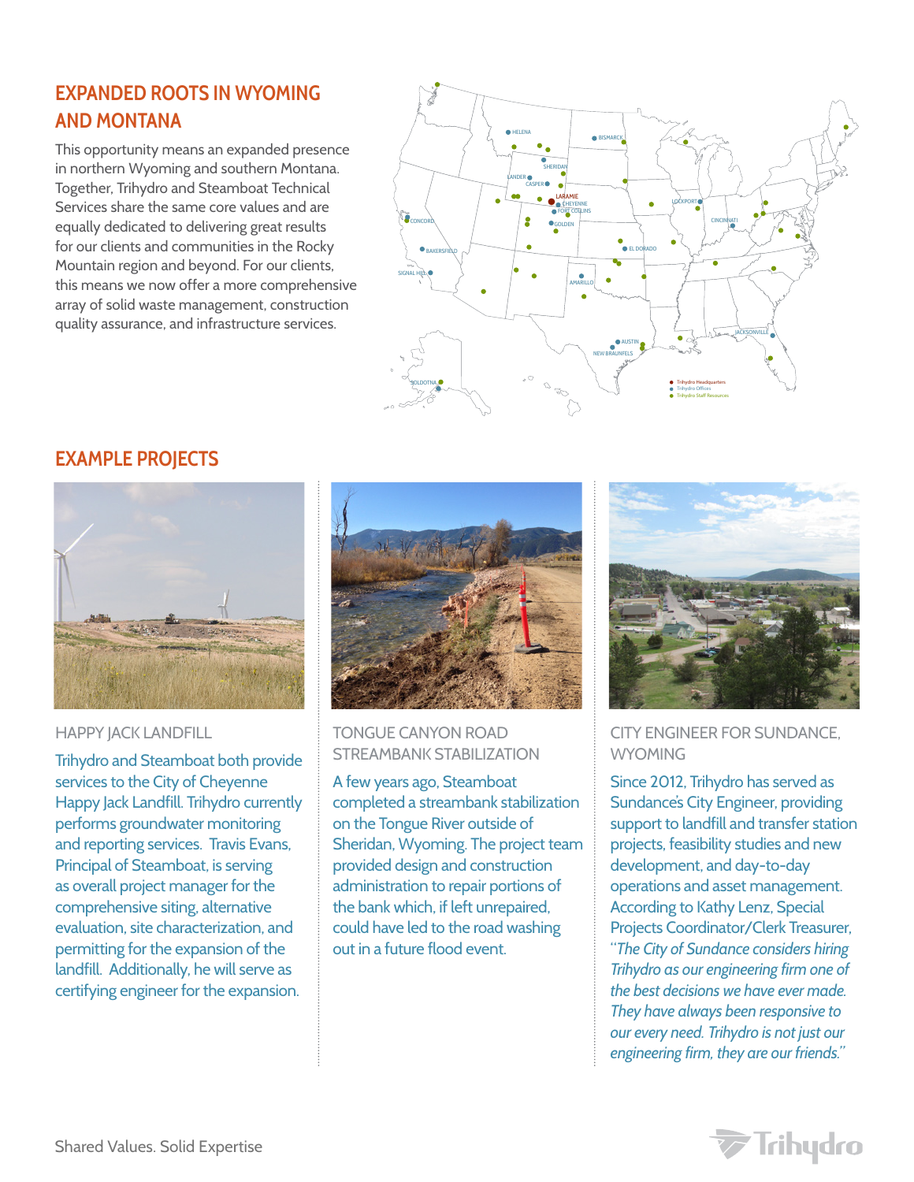## EXPANDED ROOTS IN WYOMING AND MONTANA

This opportunity means an expanded presence in northern Wyoming and southern Montana. Together, Trihydro and Steamboat Technical Services share the same core values and are equally dedicated to delivering great results for our clients and communities in the Rocky Mountain region and beyond. For our clients, this means we now offer a more comprehensive array of solid waste management, construction quality assurance, and infrastructure services.

HELENA
BISMARCK
SHERIDAN
LANDER
CASPER
LARAMIE
CHEYENNE
FORT COLLINS
GOLDEN
CONCORD
BAKERSFIELD
SIGNAL HILL
LOCKPORT
CINCINNATI
EL DORADO
AMARILLO
AUSTIN
NEW BRAUNFELS
JACKSONVILLE
SOLDOTNA

Trihydro Headquarters
Trihydro Offices
Trihydro Staff Resources

## EXAMPLE PROJECTS

### HAPPY JACK LANDFILL

Trihydro and Steamboat both provide services to the City of Cheyenne Happy Jack Landfill. Trihydro currently performs groundwater monitoring and reporting services. Travis Evans, Principal of Steamboat, is serving as overall project manager for the comprehensive siting, alternative evaluation, site characterization, and permitting for the expansion of the landfill. Additionally, he will serve as certifying engineer for the expansion.

### TONGUE CANYON ROAD STREAMBANK STABILIZATION

A few years ago, Steamboat completed a streambank stabilization on the Tongue River outside of Sheridan, Wyoming. The project team provided design and construction administration to repair portions of the bank which, if left unrepaired, could have led to the road washing out in a future flood event.

### CITY ENGINEER FOR SUNDANCE, WYOMING

Since 2012, Trihydro has served as Sundance's City Engineer, providing support to landfill and transfer station projects, feasibility studies and new development, and day-to-day operations and asset management. According to Kathy Lenz, Special Projects Coordinator/Clerk Treasurer, *"The City of Sundance considers hiring Trihydro as our engineering firm one of the best decisions we have ever made. They have always been responsive to our every need. Trihydro is not just our engineering firm, they are our friends."*

Shared Values. Solid Expertise

Trihydro